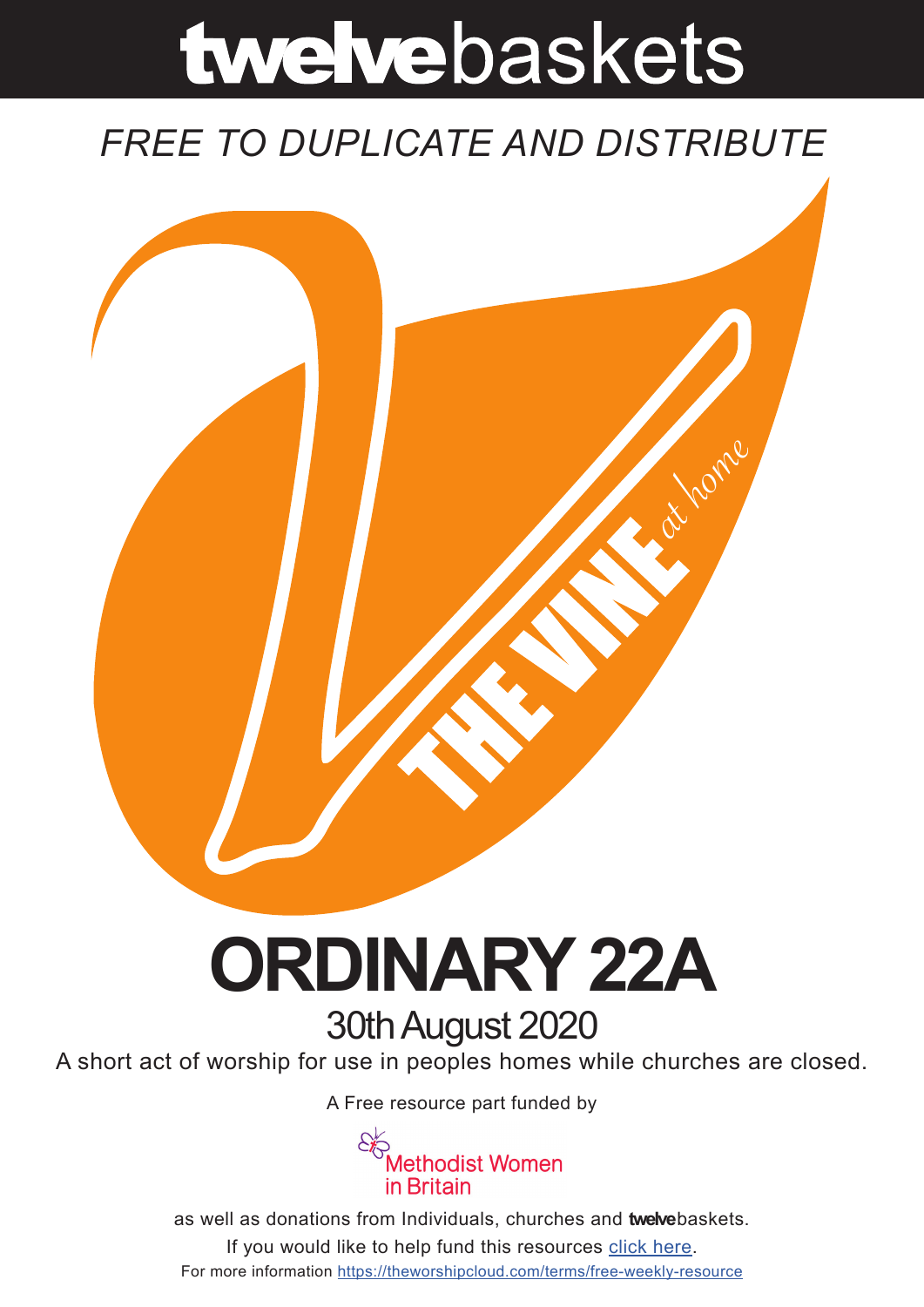# **twelve**baskets

*FREE TO DUPLICATE AND DISTRIBUTE*

THE VINE *at home*

# ORDINARY 22A

## 30th August 2020

A short act of worship for use in peoples homes while churches are closed.

A Free resource part funded by

Methodist Women in Britain

as well as donations from Individuals, churches and **twelve**baskets.

If you would like to help fund this resources click here.

For more information https://theworshipcloud.com/terms/free-weekly-resource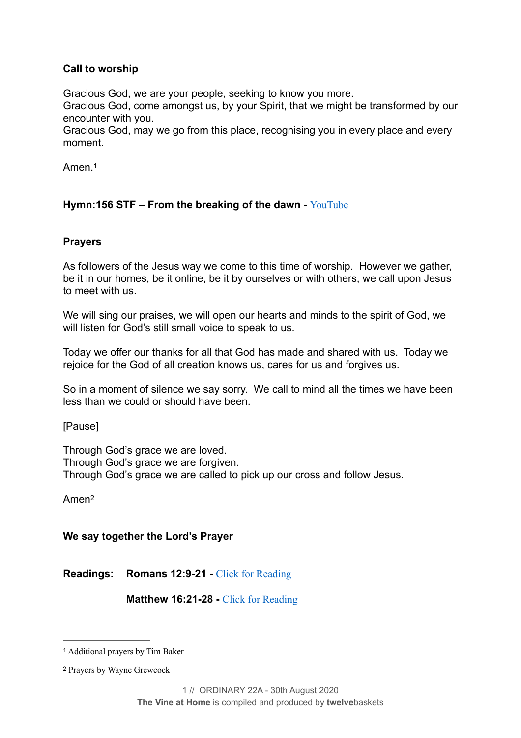**Call to worship**

Gracious God, we are your people, seeking to know you more.
Gracious God, come amongst us, by your Spirit, that we might be transformed by our encounter with you.
Gracious God, may we go from this place, recognising you in every place and every moment.

Amen.[1]

**Hymn:156 STF – From the breaking of the dawn -** YouTube

**Prayers**

As followers of the Jesus way we come to this time of worship. However we gather, be it in our homes, be it online, be it by ourselves or with others, we call upon Jesus to meet with us.

We will sing our praises, we will open our hearts and minds to the spirit of God, we will listen for God's still small voice to speak to us.

Today we offer our thanks for all that God has made and shared with us. Today we rejoice for the God of all creation knows us, cares for us and forgives us.

So in a moment of silence we say sorry. We call to mind all the times we have been less than we could or should have been.

[Pause]

Through God's grace we are loved.
Through God's grace we are forgiven.
Through God's grace we are called to pick up our cross and follow Jesus.

Amen[2]

**We say together the Lord's Prayer**

**Readings: Romans 12:9-21 -** Click for Reading

**Matthew 16:21-28 -** Click for Reading

---

[1] Additional prayers by Tim Baker

[2] Prayers by Wayne Grewcock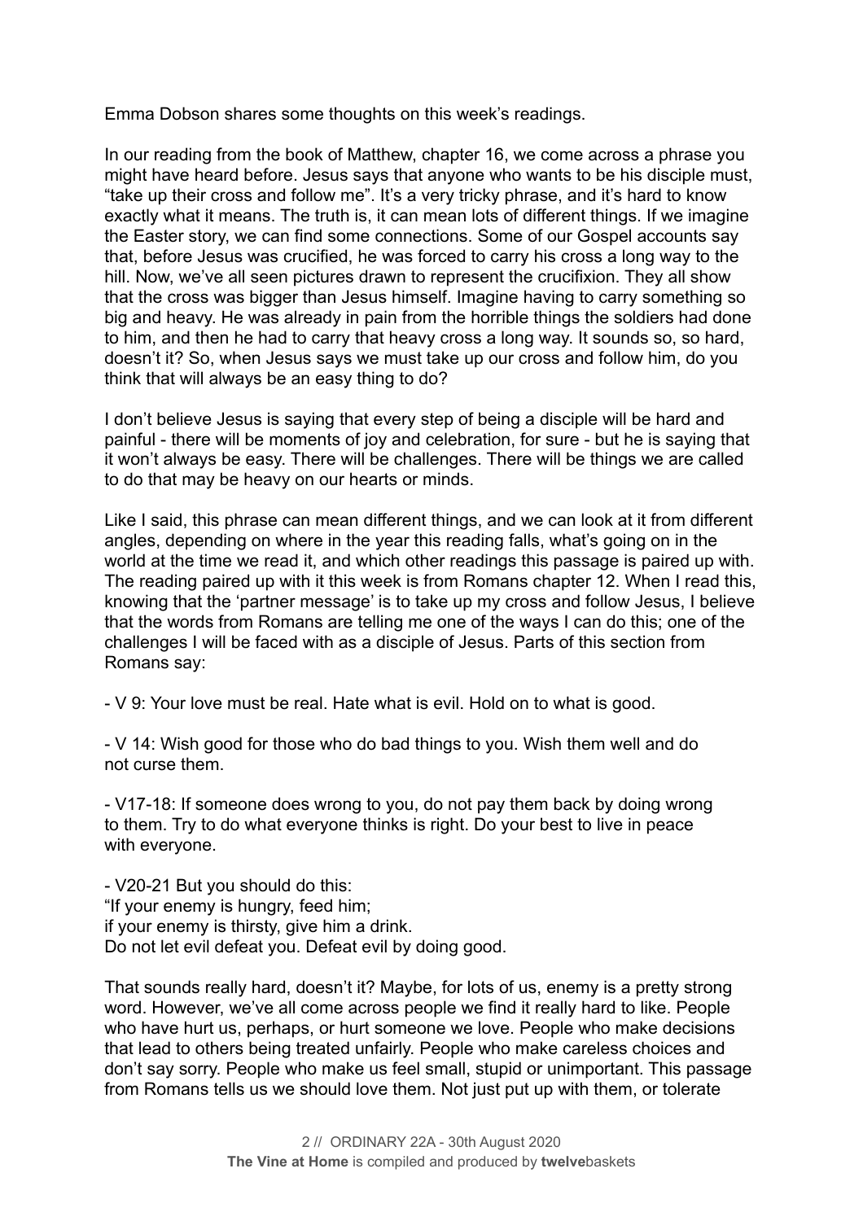Emma Dobson shares some thoughts on this week's readings.

In our reading from the book of Matthew, chapter 16, we come across a phrase you might have heard before. Jesus says that anyone who wants to be his disciple must, "take up their cross and follow me". It's a very tricky phrase, and it's hard to know exactly what it means. The truth is, it can mean lots of different things. If we imagine the Easter story, we can find some connections. Some of our Gospel accounts say that, before Jesus was crucified, he was forced to carry his cross a long way to the hill. Now, we've all seen pictures drawn to represent the crucifixion. They all show that the cross was bigger than Jesus himself. Imagine having to carry something so big and heavy. He was already in pain from the horrible things the soldiers had done to him, and then he had to carry that heavy cross a long way. It sounds so, so hard, doesn't it? So, when Jesus says we must take up our cross and follow him, do you think that will always be an easy thing to do?

I don't believe Jesus is saying that every step of being a disciple will be hard and painful - there will be moments of joy and celebration, for sure - but he is saying that it won't always be easy. There will be challenges. There will be things we are called to do that may be heavy on our hearts or minds.

Like I said, this phrase can mean different things, and we can look at it from different angles, depending on where in the year this reading falls, what's going on in the world at the time we read it, and which other readings this passage is paired up with. The reading paired up with it this week is from Romans chapter 12. When I read this, knowing that the 'partner message' is to take up my cross and follow Jesus, I believe that the words from Romans are telling me one of the ways I can do this; one of the challenges I will be faced with as a disciple of Jesus. Parts of this section from Romans say:

- V 9: Your love must be real. Hate what is evil. Hold on to what is good.

- V 14: Wish good for those who do bad things to you. Wish them well and do not curse them.

- V17-18: If someone does wrong to you, do not pay them back by doing wrong to them. Try to do what everyone thinks is right. Do your best to live in peace with everyone.

- V20-21 But you should do this:
"If your enemy is hungry, feed him;
if your enemy is thirsty, give him a drink.
Do not let evil defeat you. Defeat evil by doing good.

That sounds really hard, doesn't it? Maybe, for lots of us, enemy is a pretty strong word. However, we've all come across people we find it really hard to like. People who have hurt us, perhaps, or hurt someone we love. People who make decisions that lead to others being treated unfairly. People who make careless choices and don't say sorry. People who make us feel small, stupid or unimportant. This passage from Romans tells us we should love them. Not just put up with them, or tolerate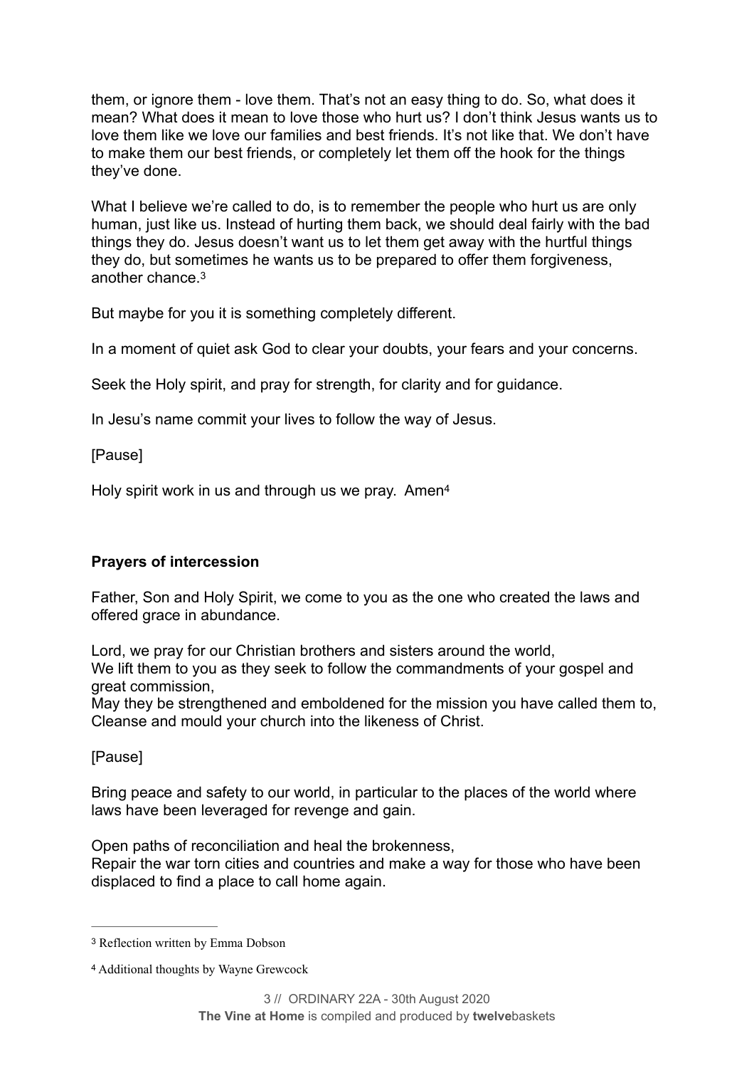them, or ignore them - love them. That's not an easy thing to do. So, what does it mean? What does it mean to love those who hurt us? I don't think Jesus wants us to love them like we love our families and best friends. It's not like that. We don't have to make them our best friends, or completely let them off the hook for the things they've done.

What I believe we're called to do, is to remember the people who hurt us are only human, just like us. Instead of hurting them back, we should deal fairly with the bad things they do. Jesus doesn't want us to let them get away with the hurtful things they do, but sometimes he wants us to be prepared to offer them forgiveness, another chance.[3]

But maybe for you it is something completely different.

In a moment of quiet ask God to clear your doubts, your fears and your concerns.

Seek the Holy spirit, and pray for strength, for clarity and for guidance.

In Jesu's name commit your lives to follow the way of Jesus.

[Pause]

Holy spirit work in us and through us we pray. Amen[4]

**Prayers of intercession**

Father, Son and Holy Spirit, we come to you as the one who created the laws and offered grace in abundance.

Lord, we pray for our Christian brothers and sisters around the world,
We lift them to you as they seek to follow the commandments of your gospel and great commission,
May they be strengthened and emboldened for the mission you have called them to,
Cleanse and mould your church into the likeness of Christ.

[Pause]

Bring peace and safety to our world, in particular to the places of the world where laws have been leveraged for revenge and gain.

Open paths of reconciliation and heal the brokenness,
Repair the war torn cities and countries and make a way for those who have been displaced to find a place to call home again.

---

[3] Reflection written by Emma Dobson

[4] Additional thoughts by Wayne Grewcock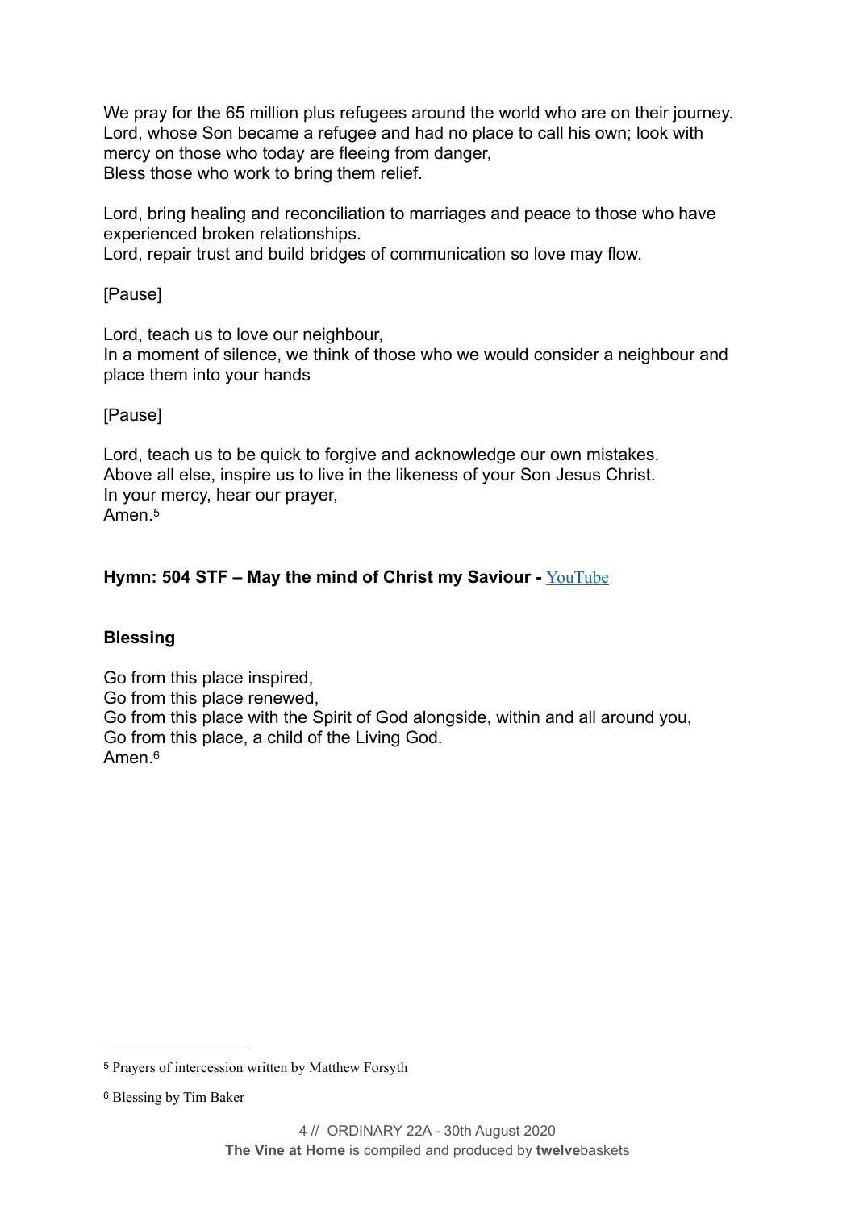We pray for the 65 million plus refugees around the world who are on their journey. Lord, whose Son became a refugee and had no place to call his own; look with mercy on those who today are fleeing from danger,
Bless those who work to bring them relief.

Lord, bring healing and reconciliation to marriages and peace to those who have experienced broken relationships.
Lord, repair trust and build bridges of communication so love may flow.

[Pause]

Lord, teach us to love our neighbour,
In a moment of silence, we think of those who we would consider a neighbour and place them into your hands

[Pause]

Lord, teach us to be quick to forgive and acknowledge our own mistakes.
Above all else, inspire us to live in the likeness of your Son Jesus Christ.
In your mercy, hear our prayer,
Amen.[5]

**Hymn: 504 STF – May the mind of Christ my Saviour -** YouTube

**Blessing**

Go from this place inspired,
Go from this place renewed,
Go from this place with the Spirit of God alongside, within and all around you,
Go from this place, a child of the Living God.
Amen.[6]

---

[5] Prayers of intercession written by Matthew Forsyth

[6] Blessing by Tim Baker